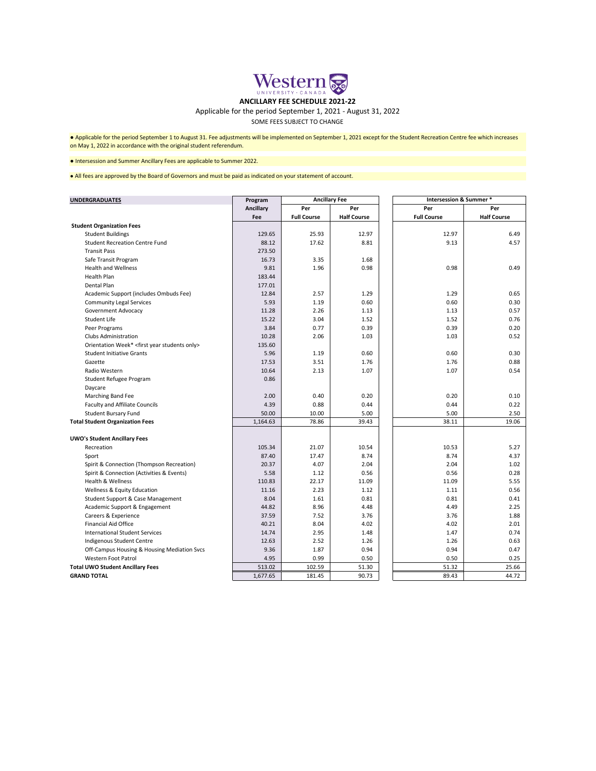# ANCILLARY FEE SCHEDULE 2021-22

Applicable for the period September 1, 2021 - August 31, 2022

SOME FEES SUBJECT TO CHANGE

● Applicable for the period September 1 to August 31. Fee adjustments will be implemented on September 1, 2021 except for the Student Recreation Centre fee which increases on May 1, 2022 in accordance with the original student referendum.

● Intersession and Summer Ancillary Fees are applicable to Summer 2022.

● All fees are approved by the Board of Governors and must be paid as indicated on your statement of account.

| UNDERGRADUATES | Program Ancillary Fee | Ancillary Fee | | Intersession & Summer * | |
|---|---|---|---|---|---|
| | | Per Full Course | Per Half Course | Per Full Course | Per Half Course |
| **Student Organization Fees** | | | | | |
| Student Buildings | 129.65 | 25.93 | 12.97 | 12.97 | 6.49 |
| Student Recreation Centre Fund | 88.12 | 17.62 | 8.81 | 9.13 | 4.57 |
| Transit Pass | 273.50 | | | | |
| Safe Transit Program | 16.73 | 3.35 | 1.68 | | |
| Health and Wellness | 9.81 | 1.96 | 0.98 | 0.98 | 0.49 |
| Health Plan | 183.44 | | | | |
| Dental Plan | 177.01 | | | | |
| Academic Support (includes Ombuds Fee) | 12.84 | 2.57 | 1.29 | 1.29 | 0.65 |
| Community Legal Services | 5.93 | 1.19 | 0.60 | 0.60 | 0.30 |
| Government Advocacy | 11.28 | 2.26 | 1.13 | 1.13 | 0.57 |
| Student Life | 15.22 | 3.04 | 1.52 | 1.52 | 0.76 |
| Peer Programs | 3.84 | 0.77 | 0.39 | 0.39 | 0.20 |
| Clubs Administration | 10.28 | 2.06 | 1.03 | 1.03 | 0.52 |
| Orientation Week* <first year students only> | 135.60 | | | | |
| Student Initiative Grants | 5.96 | 1.19 | 0.60 | 0.60 | 0.30 |
| Gazette | 17.53 | 3.51 | 1.76 | 1.76 | 0.88 |
| Radio Western | 10.64 | 2.13 | 1.07 | 1.07 | 0.54 |
| Student Refugee Program | 0.86 | | | | |
| Daycare | | | | | |
| Marching Band Fee | 2.00 | 0.40 | 0.20 | 0.20 | 0.10 |
| Faculty and Affiliate Councils | 4.39 | 0.88 | 0.44 | 0.44 | 0.22 |
| Student Bursary Fund | 50.00 | 10.00 | 5.00 | 5.00 | 2.50 |
| **Total Student Organization Fees** | 1,164.63 | 78.86 | 39.43 | 38.11 | 19.06 |
| | | | | | |
| **UWO's Student Ancillary Fees** | | | | | |
| Recreation | 105.34 | 21.07 | 10.54 | 10.53 | 5.27 |
| Sport | 87.40 | 17.47 | 8.74 | 8.74 | 4.37 |
| Spirit & Connection (Thompson Recreation) | 20.37 | 4.07 | 2.04 | 2.04 | 1.02 |
| Spirit & Connection (Activities & Events) | 5.58 | 1.12 | 0.56 | 0.56 | 0.28 |
| Health & Wellness | 110.83 | 22.17 | 11.09 | 11.09 | 5.55 |
| Wellness & Equity Education | 11.16 | 2.23 | 1.12 | 1.11 | 0.56 |
| Student Support & Case Management | 8.04 | 1.61 | 0.81 | 0.81 | 0.41 |
| Academic Support & Engagement | 44.82 | 8.96 | 4.48 | 4.49 | 2.25 |
| Careers & Experience | 37.59 | 7.52 | 3.76 | 3.76 | 1.88 |
| Financial Aid Office | 40.21 | 8.04 | 4.02 | 4.02 | 2.01 |
| International Student Services | 14.74 | 2.95 | 1.48 | 1.47 | 0.74 |
| Indigenous Student Centre | 12.63 | 2.52 | 1.26 | 1.26 | 0.63 |
| Off-Campus Housing & Housing Mediation Svcs | 9.36 | 1.87 | 0.94 | 0.94 | 0.47 |
| Western Foot Patrol | 4.95 | 0.99 | 0.50 | 0.50 | 0.25 |
| **Total UWO Student Ancillary Fees** | 513.02 | 102.59 | 51.30 | 51.32 | 25.66 |
| **GRAND TOTAL** | 1,677.65 | 181.45 | 90.73 | 89.43 | 44.72 |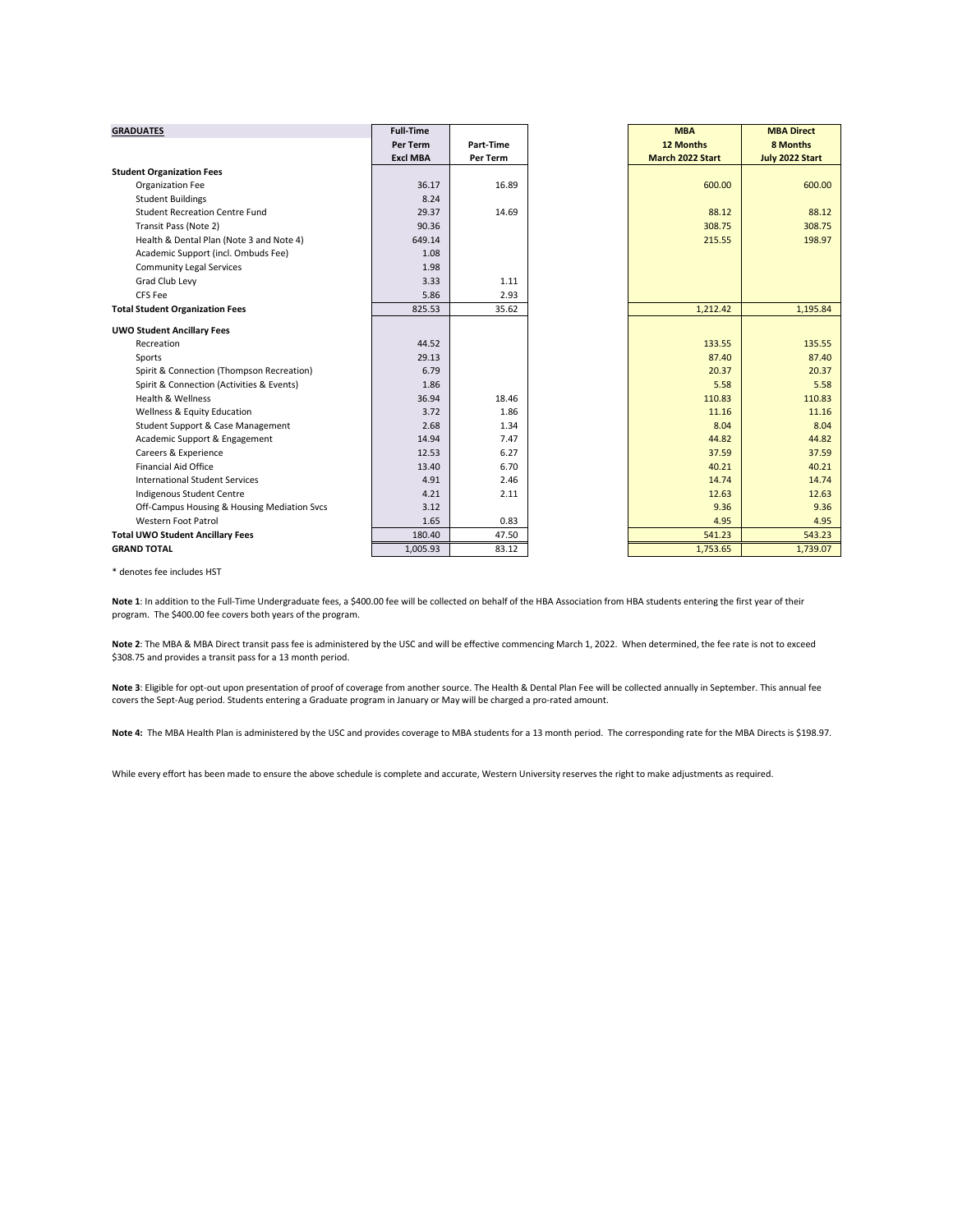| GRADUATES | Full-Time Per Term Excl MBA | Part-Time Per Term | MBA 12 Months March 2022 Start | MBA Direct 8 Months July 2022 Start |
|---|---|---|---|---|
| **Student Organization Fees** | | | | |
| Organization Fee | 36.17 | 16.89 | 600.00 | 600.00 |
| Student Buildings | 8.24 | | | |
| Student Recreation Centre Fund | 29.37 | 14.69 | 88.12 | 88.12 |
| Transit Pass (Note 2) | 90.36 | | 308.75 | 308.75 |
| Health & Dental Plan (Note 3 and Note 4) | 649.14 | | 215.55 | 198.97 |
| Academic Support (incl. Ombuds Fee) | 1.08 | | | |
| Community Legal Services | 1.98 | | | |
| Grad Club Levy | 3.33 | 1.11 | | |
| CFS Fee | 5.86 | 2.93 | | |
| **Total Student Organization Fees** | 825.53 | 35.62 | 1,212.42 | 1,195.84 |
| **UWO Student Ancillary Fees** | | | | |
| Recreation | 44.52 | | 133.55 | 135.55 |
| Sports | 29.13 | | 87.40 | 87.40 |
| Spirit & Connection (Thompson Recreation) | 6.79 | | 20.37 | 20.37 |
| Spirit & Connection (Activities & Events) | 1.86 | | 5.58 | 5.58 |
| Health & Wellness | 36.94 | 18.46 | 110.83 | 110.83 |
| Wellness & Equity Education | 3.72 | 1.86 | 11.16 | 11.16 |
| Student Support & Case Management | 2.68 | 1.34 | 8.04 | 8.04 |
| Academic Support & Engagement | 14.94 | 7.47 | 44.82 | 44.82 |
| Careers & Experience | 12.53 | 6.27 | 37.59 | 37.59 |
| Financial Aid Office | 13.40 | 6.70 | 40.21 | 40.21 |
| International Student Services | 4.91 | 2.46 | 14.74 | 14.74 |
| Indigenous Student Centre | 4.21 | 2.11 | 12.63 | 12.63 |
| Off-Campus Housing & Housing Mediation Svcs | 3.12 | | 9.36 | 9.36 |
| Western Foot Patrol | 1.65 | 0.83 | 4.95 | 4.95 |
| **Total UWO Student Ancillary Fees** | 180.40 | 47.50 | 541.23 | 543.23 |
| **GRAND TOTAL** | 1,005.93 | 83.12 | 1,753.65 | 1,739.07 |

* denotes fee includes HST

**Note 1**: In addition to the Full-Time Undergraduate fees, a $400.00 fee will be collected on behalf of the HBA Association from HBA students entering the first year of their program. The $400.00 fee covers both years of the program.

**Note 2**: The MBA & MBA Direct transit pass fee is administered by the USC and will be effective commencing March 1, 2022. When determined, the fee rate is not to exceed $308.75 and provides a transit pass for a 13 month period.

**Note 3**: Eligible for opt-out upon presentation of proof of coverage from another source. The Health & Dental Plan Fee will be collected annually in September. This annual fee covers the Sept-Aug period. Students entering a Graduate program in January or May will be charged a pro-rated amount.

**Note 4:** The MBA Health Plan is administered by the USC and provides coverage to MBA students for a 13 month period. The corresponding rate for the MBA Directs is $198.97.

While every effort has been made to ensure the above schedule is complete and accurate, Western University reserves the right to make adjustments as required.